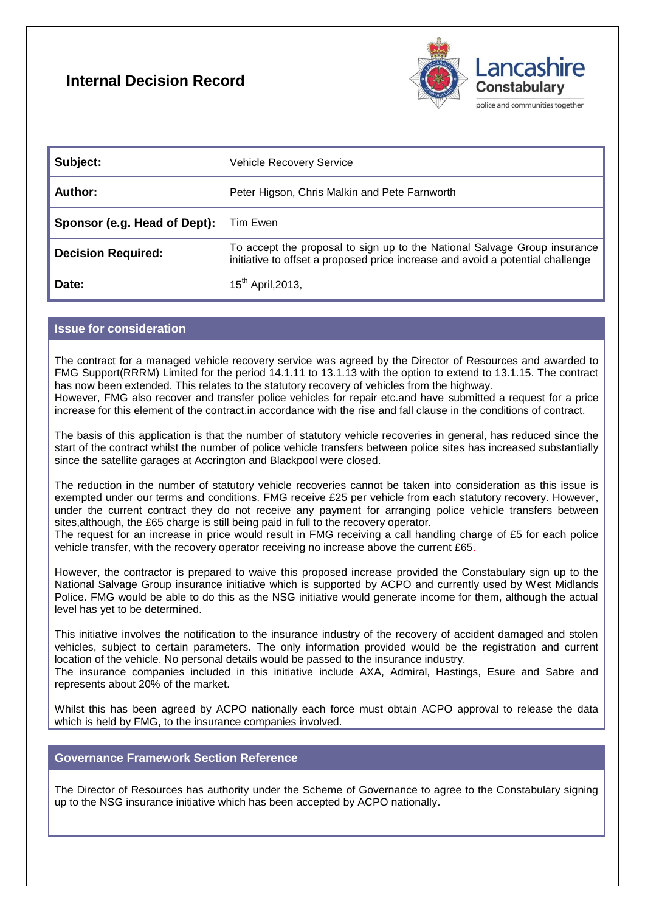# Internal Decision Record

| Subject: | Vehicle Recovery Service |
|---|---|
| Author: | Peter Higson, Chris Malkin and Pete Farnworth |
| Sponsor (e.g. Head of Dept): | Tim Ewen |
| Decision Required: | To accept the proposal to sign up to the National Salvage Group insurance initiative to offset a proposed price increase and avoid a potential challenge |
| Date: | 15th April,2013, |

## Issue for consideration

The contract for a managed vehicle recovery service was agreed by the Director of Resources and awarded to FMG Support(RRRM) Limited for the period 14.1.11 to 13.1.13 with the option to extend to 13.1.15. The contract has now been extended. This relates to the statutory recovery of vehicles from the highway.
However, FMG also recover and transfer police vehicles for repair etc.and have submitted a request for a price increase for this element of the contract.in accordance with the rise and fall clause in the conditions of contract.

The basis of this application is that the number of statutory vehicle recoveries in general, has reduced since the start of the contract whilst the number of police vehicle transfers between police sites has increased substantially since the satellite garages at Accrington and Blackpool were closed.

The reduction in the number of statutory vehicle recoveries cannot be taken into consideration as this issue is exempted under our terms and conditions. FMG receive £25 per vehicle from each statutory recovery. However, under the current contract they do not receive any payment for arranging police vehicle transfers between sites,although, the £65 charge is still being paid in full to the recovery operator.
The request for an increase in price would result in FMG receiving a call handling charge of £5 for each police vehicle transfer, with the recovery operator receiving no increase above the current £65.

However, the contractor is prepared to waive this proposed increase provided the Constabulary sign up to the National Salvage Group insurance initiative which is supported by ACPO and currently used by West Midlands Police. FMG would be able to do this as the NSG initiative would generate income for them, although the actual level has yet to be determined.

This initiative involves the notification to the insurance industry of the recovery of accident damaged and stolen vehicles, subject to certain parameters. The only information provided would be the registration and current location of the vehicle. No personal details would be passed to the insurance industry.
The insurance companies included in this initiative include AXA, Admiral, Hastings, Esure and Sabre and represents about 20% of the market.

Whilst this has been agreed by ACPO nationally each force must obtain ACPO approval to release the data which is held by FMG, to the insurance companies involved.

## Governance Framework Section Reference

The Director of Resources has authority under the Scheme of Governance to agree to the Constabulary signing up to the NSG insurance initiative which has been accepted by ACPO nationally.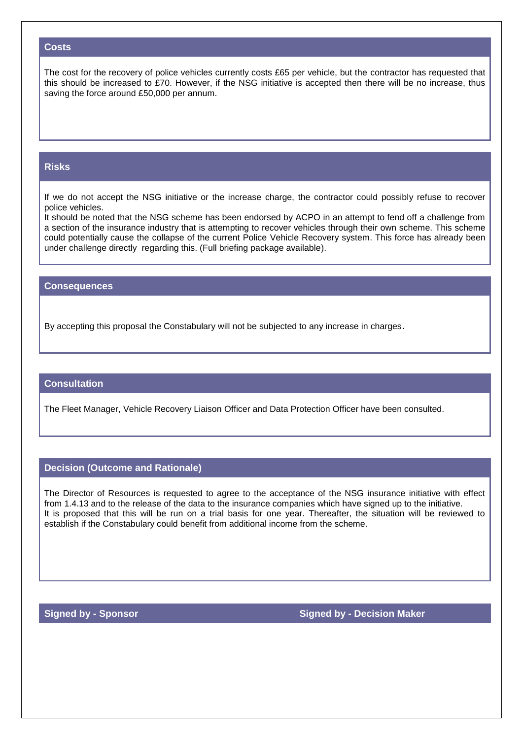## Costs

The cost for the recovery of police vehicles currently costs £65 per vehicle, but the contractor has requested that this should be increased to £70. However, if the NSG initiative is accepted then there will be no increase, thus saving the force around £50,000 per annum.

## Risks

If we do not accept the NSG initiative or the increase charge, the contractor could possibly refuse to recover police vehicles.
It should be noted that the NSG scheme has been endorsed by ACPO in an attempt to fend off a challenge from a section of the insurance industry that is attempting to recover vehicles through their own scheme. This scheme could potentially cause the collapse of the current Police Vehicle Recovery system. This force has already been under challenge directly regarding this. (Full briefing package available).

## Consequences

By accepting this proposal the Constabulary will not be subjected to any increase in charges.

## Consultation

The Fleet Manager, Vehicle Recovery Liaison Officer and Data Protection Officer have been consulted.

## Decision (Outcome and Rationale)

The Director of Resources is requested to agree to the acceptance of the NSG insurance initiative with effect from 1.4.13 and to the release of the data to the insurance companies which have signed up to the initiative.
It is proposed that this will be run on a trial basis for one year. Thereafter, the situation will be reviewed to establish if the Constabulary could benefit from additional income from the scheme.

| Signed by - Sponsor | Signed by - Decision Maker |
|---|---|
| | |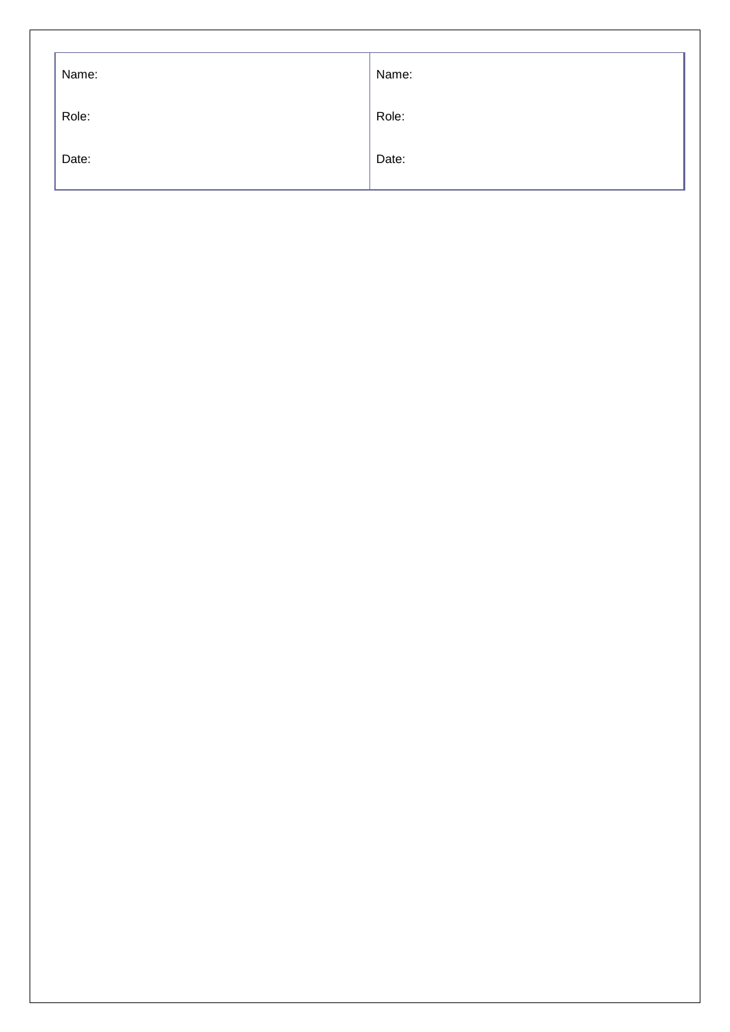| | |
|---|---|
| Name:<br><br>Role:<br><br>Date: | Name:<br><br>Role:<br><br>Date: |